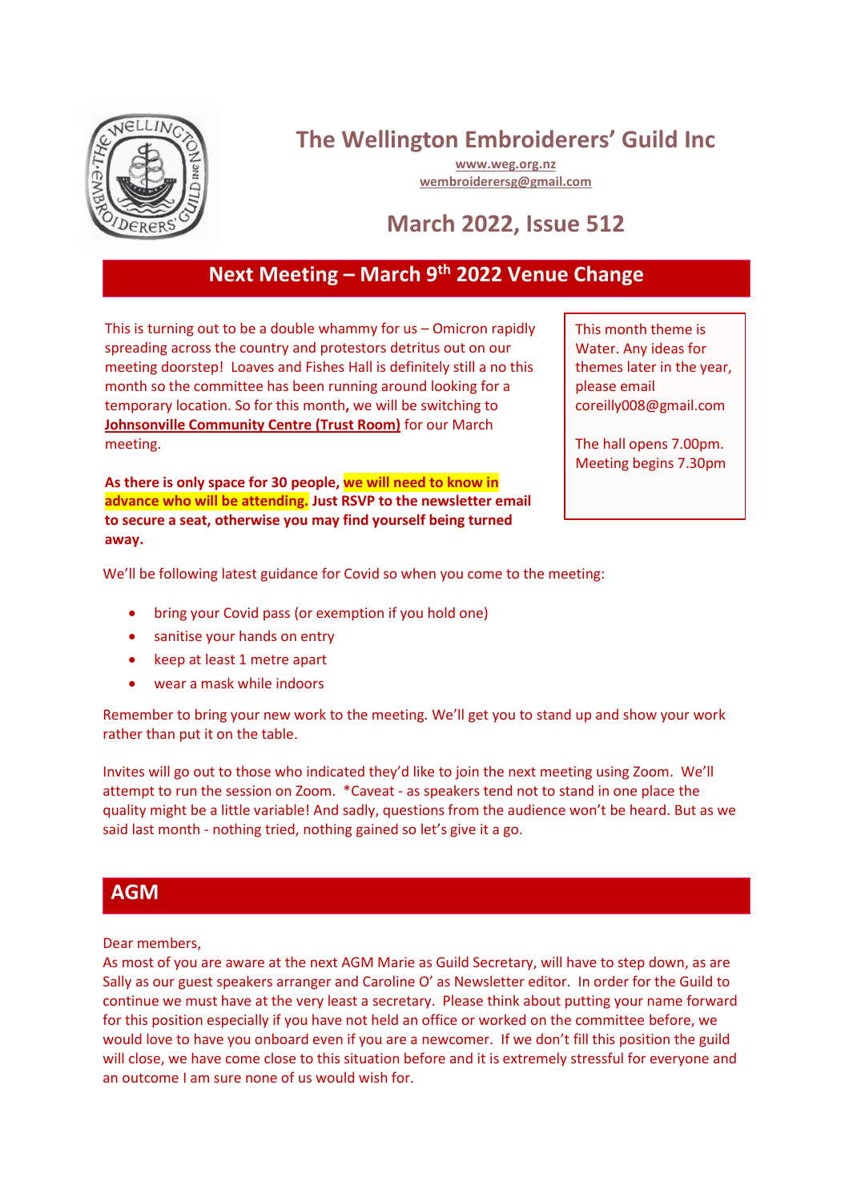# The Wellington Embroiderers' Guild Inc

www.weg.org.nz
wembroiderersg@gmail.com

## March 2022, Issue 512

## Next Meeting – March 9th 2022 Venue Change

This is turning out to be a double whammy for us – Omicron rapidly spreading across the country and protestors detritus out on our meeting doorstep! Loaves and Fishes Hall is definitely still a no this month so the committee has been running around looking for a temporary location. So for this month**,** we will be switching to **Johnsonville Community Centre (Trust Room)** for our March meeting.

**As there is only space for 30 people, we will need to know in advance who will be attending. Just RSVP to the newsletter email to secure a seat, otherwise you may find yourself being turned away.**

This month theme is Water. Any ideas for themes later in the year, please email coreilly008@gmail.com

The hall opens 7.00pm. Meeting begins 7.30pm

We'll be following latest guidance for Covid so when you come to the meeting:

- bring your Covid pass (or exemption if you hold one)
- sanitise your hands on entry
- keep at least 1 metre apart
- wear a mask while indoors

Remember to bring your new work to the meeting. We'll get you to stand up and show your work rather than put it on the table.

Invites will go out to those who indicated they'd like to join the next meeting using Zoom. We'll attempt to run the session on Zoom. *Caveat - as speakers tend not to stand in one place the quality might be a little variable! And sadly, questions from the audience won't be heard. But as we said last month - nothing tried, nothing gained so let's give it a go.

## AGM

Dear members,
As most of you are aware at the next AGM Marie as Guild Secretary, will have to step down, as are Sally as our guest speakers arranger and Caroline O' as Newsletter editor. In order for the Guild to continue we must have at the very least a secretary. Please think about putting your name forward for this position especially if you have not held an office or worked on the committee before, we would love to have you onboard even if you are a newcomer. If we don't fill this position the guild will close, we have come close to this situation before and it is extremely stressful for everyone and an outcome I am sure none of us would wish for.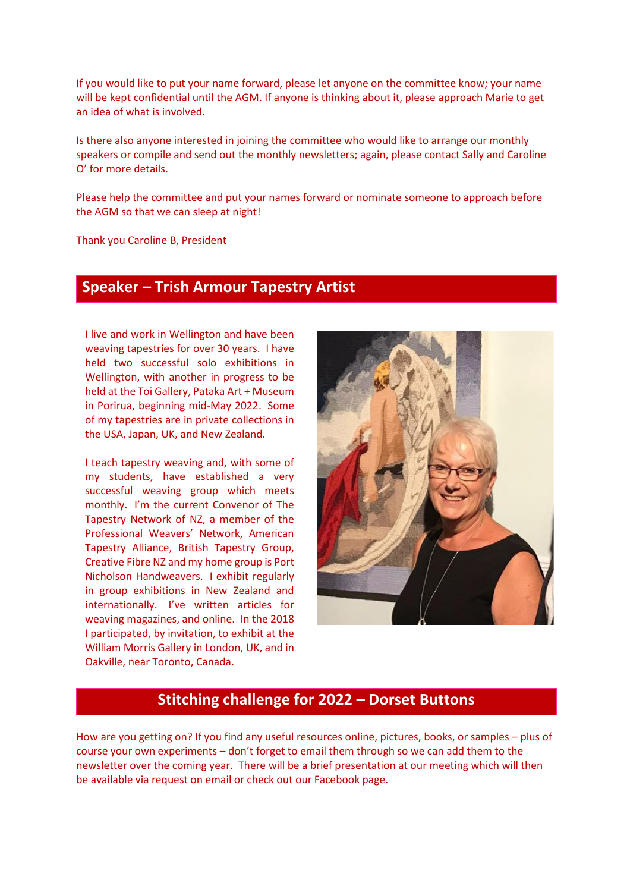If you would like to put your name forward, please let anyone on the committee know; your name will be kept confidential until the AGM. If anyone is thinking about it, please approach Marie to get an idea of what is involved.

Is there also anyone interested in joining the committee who would like to arrange our monthly speakers or compile and send out the monthly newsletters; again, please contact Sally and Caroline O' for more details.

Please help the committee and put your names forward or nominate someone to approach before the AGM so that we can sleep at night!

Thank you Caroline B, President

## Speaker – Trish Armour Tapestry Artist

I live and work in Wellington and have been weaving tapestries for over 30 years. I have held two successful solo exhibitions in Wellington, with another in progress to be held at the Toi Gallery, Pataka Art + Museum in Porirua, beginning mid-May 2022. Some of my tapestries are in private collections in the USA, Japan, UK, and New Zealand.

I teach tapestry weaving and, with some of my students, have established a very successful weaving group which meets monthly. I'm the current Convenor of The Tapestry Network of NZ, a member of the Professional Weavers' Network, American Tapestry Alliance, British Tapestry Group, Creative Fibre NZ and my home group is Port Nicholson Handweavers. I exhibit regularly in group exhibitions in New Zealand and internationally. I've written articles for weaving magazines, and online. In the 2018 I participated, by invitation, to exhibit at the William Morris Gallery in London, UK, and in Oakville, near Toronto, Canada.

## Stitching challenge for 2022 – Dorset Buttons

How are you getting on? If you find any useful resources online, pictures, books, or samples – plus of course your own experiments – don't forget to email them through so we can add them to the newsletter over the coming year. There will be a brief presentation at our meeting which will then be available via request on email or check out our Facebook page.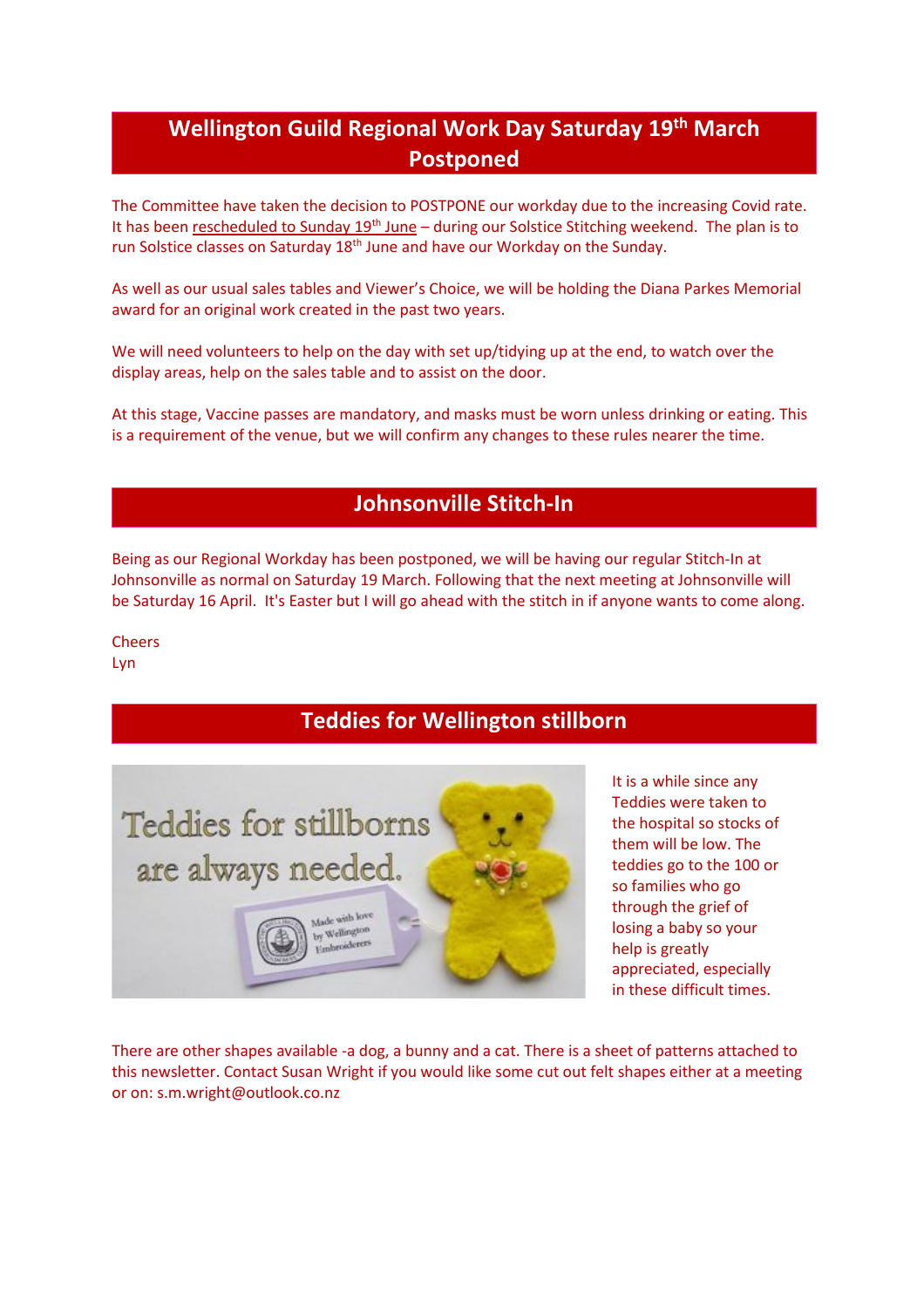## Wellington Guild Regional Work Day Saturday 19th March Postponed

The Committee have taken the decision to POSTPONE our workday due to the increasing Covid rate. It has been rescheduled to Sunday 19th June – during our Solstice Stitching weekend. The plan is to run Solstice classes on Saturday 18th June and have our Workday on the Sunday.

As well as our usual sales tables and Viewer's Choice, we will be holding the Diana Parkes Memorial award for an original work created in the past two years.

We will need volunteers to help on the day with set up/tidying up at the end, to watch over the display areas, help on the sales table and to assist on the door.

At this stage, Vaccine passes are mandatory, and masks must be worn unless drinking or eating. This is a requirement of the venue, but we will confirm any changes to these rules nearer the time.

## Johnsonville Stitch-In

Being as our Regional Workday has been postponed, we will be having our regular Stitch-In at Johnsonville as normal on Saturday 19 March. Following that the next meeting at Johnsonville will be Saturday 16 April. It's Easter but I will go ahead with the stitch in if anyone wants to come along.

Cheers
Lyn

## Teddies for Wellington stillborn

It is a while since any Teddies were taken to the hospital so stocks of them will be low. The teddies go to the 100 or so families who go through the grief of losing a baby so your help is greatly appreciated, especially in these difficult times.

There are other shapes available -a dog, a bunny and a cat. There is a sheet of patterns attached to this newsletter. Contact Susan Wright if you would like some cut out felt shapes either at a meeting or on: s.m.wright@outlook.co.nz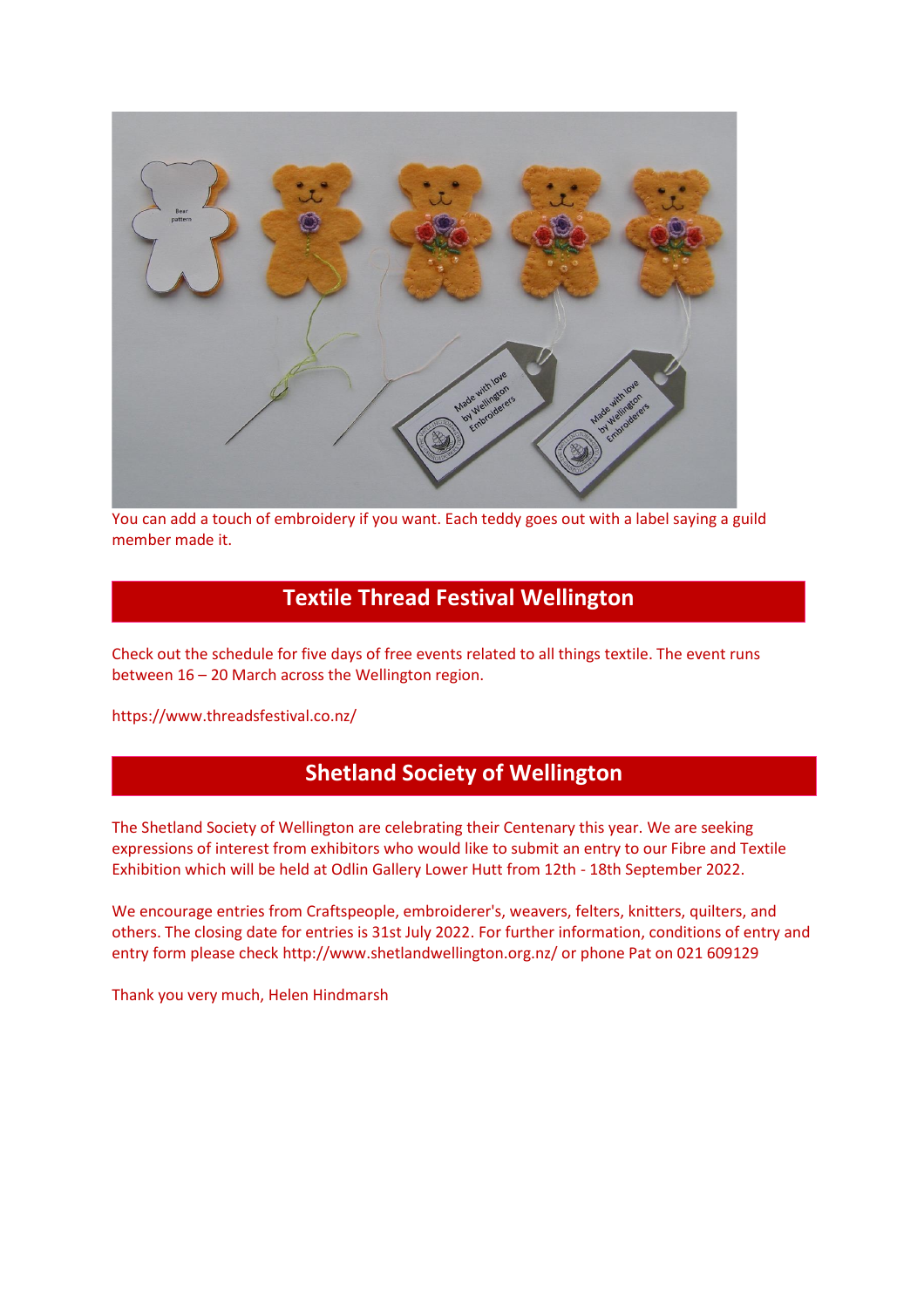You can add a touch of embroidery if you want. Each teddy goes out with a label saying a guild member made it.

## Textile Thread Festival Wellington

Check out the schedule for five days of free events related to all things textile. The event runs between 16 – 20 March across the Wellington region.

https://www.threadsfestival.co.nz/

## Shetland Society of Wellington

The Shetland Society of Wellington are celebrating their Centenary this year. We are seeking expressions of interest from exhibitors who would like to submit an entry to our Fibre and Textile Exhibition which will be held at Odlin Gallery Lower Hutt from 12th - 18th September 2022.

We encourage entries from Craftspeople, embroiderer's, weavers, felters, knitters, quilters, and others. The closing date for entries is 31st July 2022. For further information, conditions of entry and entry form please check http://www.shetlandwellington.org.nz/ or phone Pat on 021 609129

Thank you very much, Helen Hindmarsh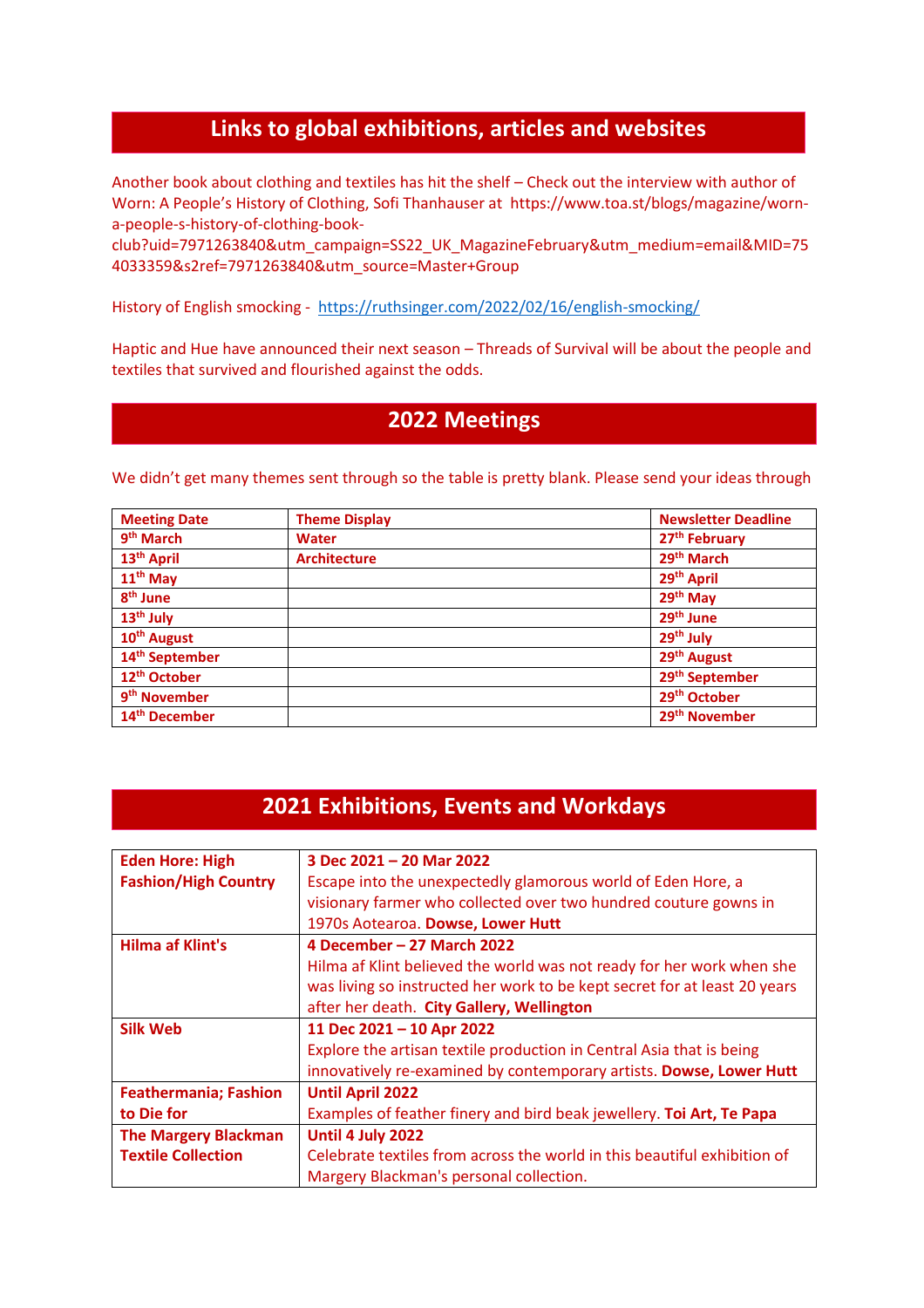## Links to global exhibitions, articles and websites

Another book about clothing and textiles has hit the shelf – Check out the interview with author of Worn: A People's History of Clothing, Sofi Thanhauser at https://www.toa.st/blogs/magazine/worn-a-people-s-history-of-clothing-book-club?uid=7971263840&utm_campaign=SS22_UK_MagazineFebruary&utm_medium=email&MID=754033359&s2ref=7971263840&utm_source=Master+Group

History of English smocking - https://ruthsinger.com/2022/02/16/english-smocking/

Haptic and Hue have announced their next season – Threads of Survival will be about the people and textiles that survived and flourished against the odds.

## 2022 Meetings

We didn't get many themes sent through so the table is pretty blank. Please send your ideas through

| Meeting Date | Theme Display | Newsletter Deadline |
|---|---|---|
| 9th March | Water | 27th February |
| 13th April | Architecture | 29th March |
| 11th May | | 29th April |
| 8th June | | 29th May |
| 13th July | | 29th June |
| 10th August | | 29th July |
| 14th September | | 29th August |
| 12th October | | 29th September |
| 9th November | | 29th October |
| 14th December | | 29th November |

## 2021 Exhibitions, Events and Workdays

| | |
|---|---|
| **Eden Hore: High Fashion/High Country** | **3 Dec 2021 – 20 Mar 2022** Escape into the unexpectedly glamorous world of Eden Hore, a visionary farmer who collected over two hundred couture gowns in 1970s Aotearoa. **Dowse, Lower Hutt** |
| **Hilma af Klint's** | **4 December – 27 March 2022** Hilma af Klint believed the world was not ready for her work when she was living so instructed her work to be kept secret for at least 20 years after her death. **City Gallery, Wellington** |
| **Silk Web** | **11 Dec 2021 – 10 Apr 2022** Explore the artisan textile production in Central Asia that is being innovatively re-examined by contemporary artists. **Dowse, Lower Hutt** |
| **Feathermania; Fashion to Die for** | **Until April 2022** Examples of feather finery and bird beak jewellery. **Toi Art, Te Papa** |
| **The Margery Blackman Textile Collection** | **Until 4 July 2022** Celebrate textiles from across the world in this beautiful exhibition of Margery Blackman's personal collection. |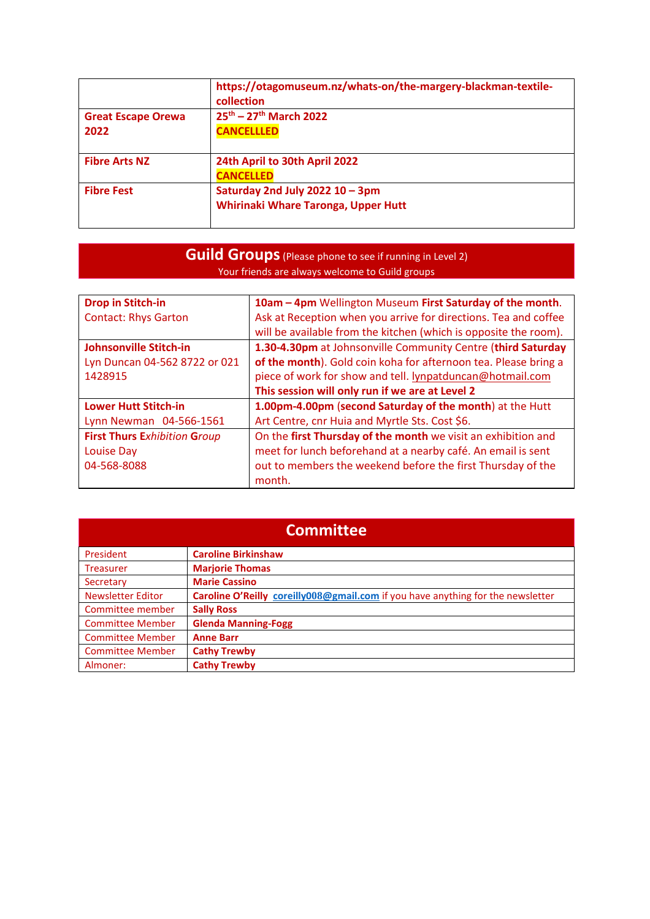| | |
|---|---|
| | **https://otagomuseum.nz/whats-on/the-margery-blackman-textile-collection** |
| **Great Escape Orewa 2022** | **25th – 27th March 2022** **CANCELLLED** |
| **Fibre Arts NZ** | **24th April to 30th April 2022** **CANCELLED** |
| **Fibre Fest** | **Saturday 2nd July 2022 10 – 3pm** **Whirinaki Whare Taronga, Upper Hutt** |

## Guild Groups (Please phone to see if running in Level 2)

Your friends are always welcome to Guild groups

| | |
|---|---|
| **Drop in Stitch-in** Contact: Rhys Garton | **10am – 4pm** Wellington Museum **First Saturday of the month**. Ask at Reception when you arrive for directions. Tea and coffee will be available from the kitchen (which is opposite the room). |
| **Johnsonville Stitch-in** Lyn Duncan 04-562 8722 or 021 1428915 | **1.30-4.30pm** at Johnsonville Community Centre (**third Saturday of the month**). Gold coin koha for afternoon tea. Please bring a piece of work for show and tell. lynpatduncan@hotmail.com **This session will only run if we are at Level 2** |
| **Lower Hutt Stitch-in** Lynn Newman 04-566-1561 | **1.00pm-4.00pm** (**second Saturday of the month**) at the Hutt Art Centre, cnr Huia and Myrtle Sts. Cost $6. |
| **First Thurs *Exhibition Group*** Louise Day 04-568-8088 | On the **first Thursday of the month** we visit an exhibition and meet for lunch beforehand at a nearby café. An email is sent out to members the weekend before the first Thursday of the month. |

## Committee

| | |
|---|---|
| President | **Caroline Birkinshaw** |
| Treasurer | **Marjorie Thomas** |
| Secretary | **Marie Cassino** |
| Newsletter Editor | **Caroline O'Reilly** coreilly008@gmail.com if you have anything for the newsletter |
| Committee member | **Sally Ross** |
| Committee Member | **Glenda Manning-Fogg** |
| Committee Member | **Anne Barr** |
| Committee Member | **Cathy Trewby** |
| Almoner: | **Cathy Trewby** |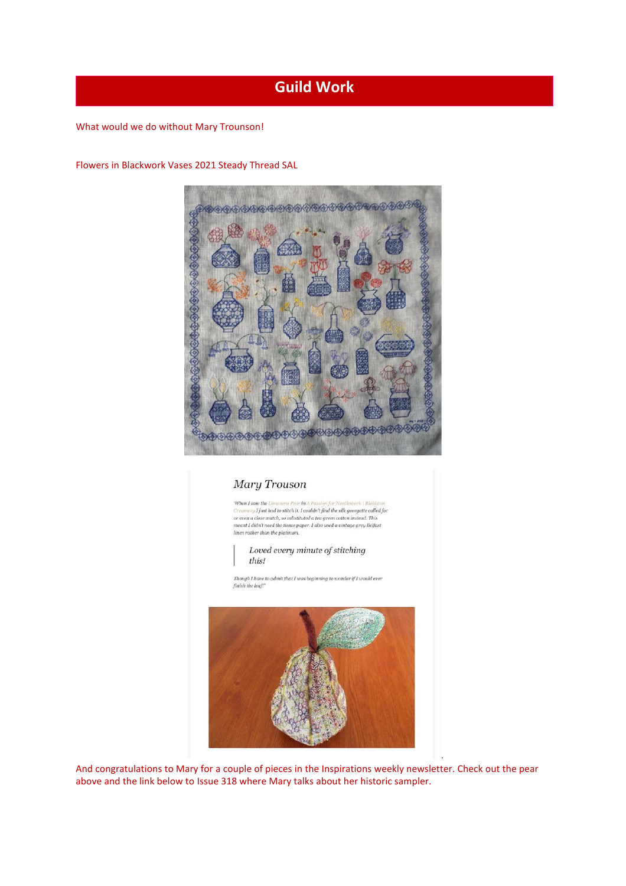# Guild Work

What would we do without Mary Trounson!

Flowers in Blackwork Vases 2021 Steady Thread SAL

*Mary Trouson*

*'When I saw the Limonera Pear in A Passion for Needlework | Blakiston Creamery I just had to stitch it. I couldn't find the silk georgette called for or even a close match, so substituted a tea green cotton instead. This meant I didn't need the tissue paper. I also used a vintage grey Belfast linen rather than the platinum.*

> *Loved every minute of stitching this!*

*Though I have to admit that I was beginning to wonder if I would ever finish the leaf!"*

And congratulations to Mary for a couple of pieces in the Inspirations weekly newsletter. Check out the pear above and the link below to Issue 318 where Mary talks about her historic sampler.